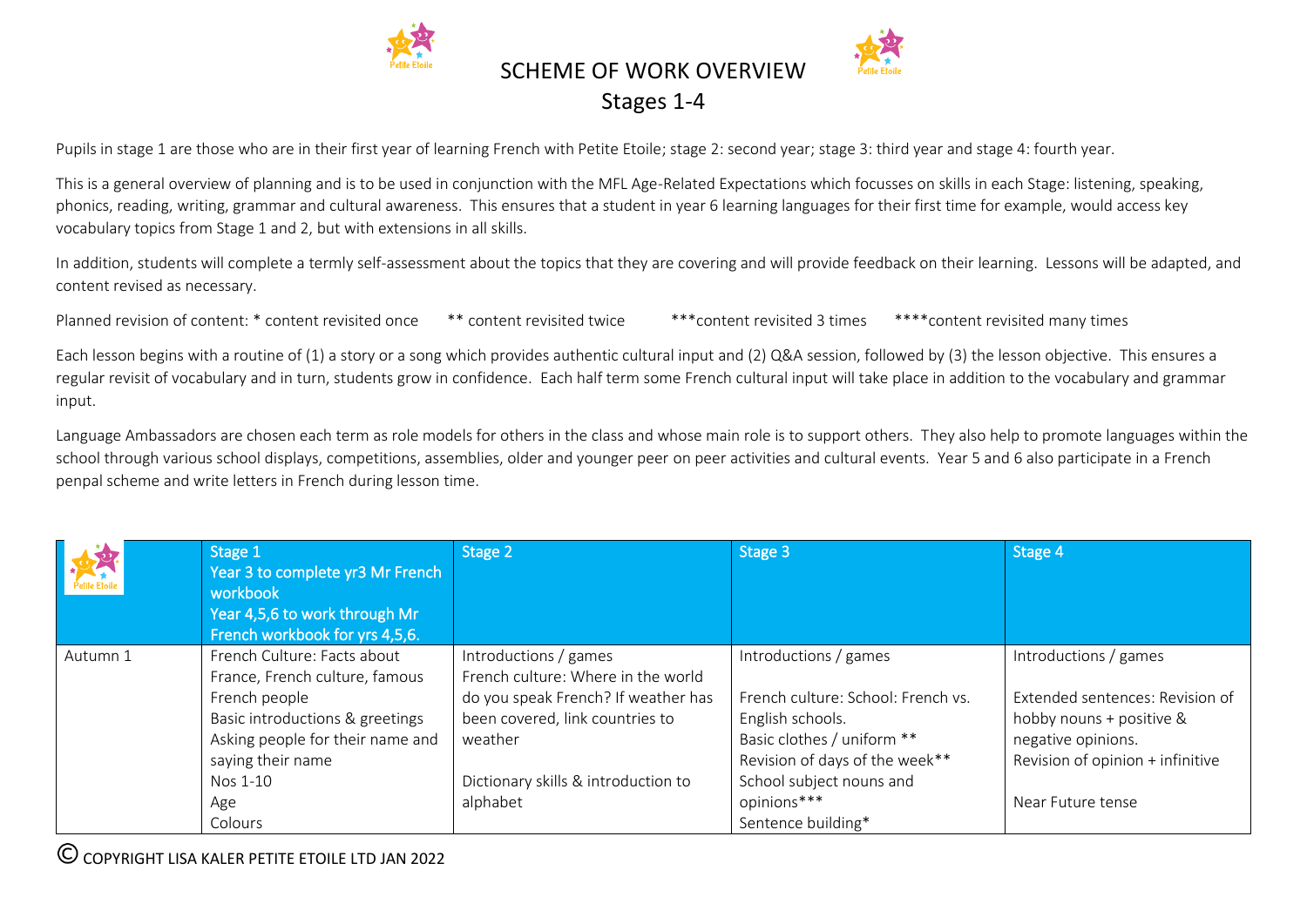# SCHEME OF WORK OVERVIEW
## Stages 1-4

Pupils in stage 1 are those who are in their first year of learning French with Petite Etoile; stage 2: second year; stage 3: third year and stage 4: fourth year.

This is a general overview of planning and is to be used in conjunction with the MFL Age-Related Expectations which focusses on skills in each Stage: listening, speaking, phonics, reading, writing, grammar and cultural awareness. This ensures that a student in year 6 learning languages for their first time for example, would access key vocabulary topics from Stage 1 and 2, but with extensions in all skills.

In addition, students will complete a termly self-assessment about the topics that they are covering and will provide feedback on their learning. Lessons will be adapted, and content revised as necessary.

Planned revision of content: * content revisited once ** content revisited twice ***content revisited 3 times ****content revisited many times

Each lesson begins with a routine of (1) a story or a song which provides authentic cultural input and (2) Q&A session, followed by (3) the lesson objective. This ensures a regular revisit of vocabulary and in turn, students grow in confidence. Each half term some French cultural input will take place in addition to the vocabulary and grammar input.

Language Ambassadors are chosen each term as role models for others in the class and whose main role is to support others. They also help to promote languages within the school through various school displays, competitions, assemblies, older and younger peer on peer activities and cultural events. Year 5 and 6 also participate in a French penpal scheme and write letters in French during lesson time.

| | Stage 1<br>Year 3 to complete yr3 Mr French workbook<br>Year 4,5,6 to work through Mr French workbook for yrs 4,5,6. | Stage 2 | Stage 3 | Stage 4 |
|---|---|---|---|---|
| Autumn 1 | French Culture: Facts about France, French culture, famous French people<br>Basic introductions & greetings<br>Asking people for their name and saying their name<br>Nos 1-10<br>Age<br>Colours | Introductions / games<br>French culture: Where in the world do you speak French? If weather has been covered, link countries to weather<br><br>Dictionary skills & introduction to alphabet | Introductions / games<br><br>French culture: School: French vs. English schools.<br>Basic clothes / uniform **<br>Revision of days of the week**<br>School subject nouns and opinions***<br>Sentence building* | Introductions / games<br><br>Extended sentences: Revision of hobby nouns + positive & negative opinions.<br>Revision of opinion + infinitive<br><br>Near Future tense |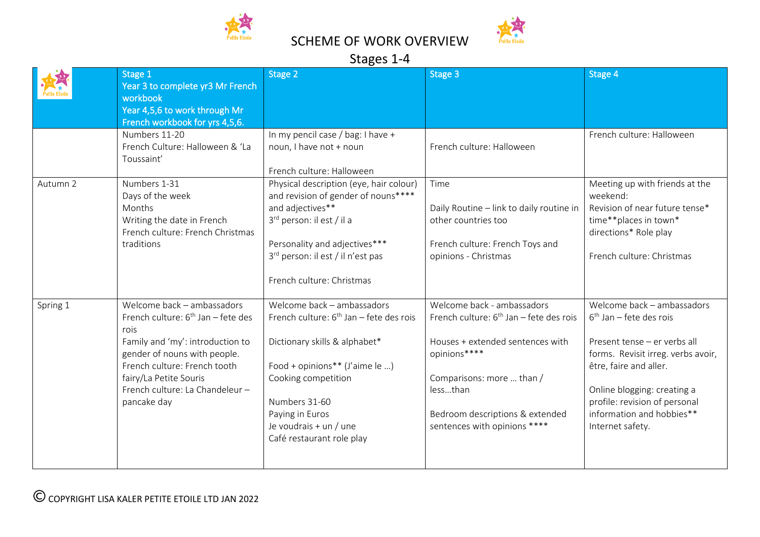# SCHEME OF WORK OVERVIEW

## Stages 1-4

| | Stage 1<br>Year 3 to complete yr3 Mr French workbook<br>Year 4,5,6 to work through Mr French workbook for yrs 4,5,6. | Stage 2 | Stage 3 | Stage 4 |
|---|---|---|---|---|
| | Numbers 11-20<br>French Culture: Halloween & 'La Toussaint' | In my pencil case / bag: I have + noun, I have not + noun<br><br>French culture: Halloween | French culture: Halloween | French culture: Halloween |
| Autumn 2 | Numbers 1-31<br>Days of the week<br>Months<br>Writing the date in French<br>French culture: French Christmas traditions | Physical description (eye, hair colour) and revision of gender of nouns**** and adjectives**<br>3rd person: il est / il a<br><br>Personality and adjectives***<br>3rd person: il est / il n'est pas<br><br>French culture: Christmas | Time<br><br>Daily Routine – link to daily routine in other countries too<br><br>French culture: French Toys and opinions - Christmas | Meeting up with friends at the weekend:<br>Revision of near future tense* time**places in town* directions* Role play<br><br>French culture: Christmas |
| Spring 1 | Welcome back – ambassadors<br>French culture: 6th Jan – fete des rois<br>Family and 'my': introduction to gender of nouns with people.<br>French culture: French tooth fairy/La Petite Souris<br>French culture: La Chandeleur – pancake day | Welcome back – ambassadors<br>French culture: 6th Jan – fete des rois<br><br>Dictionary skills & alphabet*<br><br>Food + opinions** (J'aime le …)<br>Cooking competition<br><br>Numbers 31-60<br>Paying in Euros<br>Je voudrais + un / une<br>Café restaurant role play | Welcome back - ambassadors<br>French culture: 6th Jan – fete des rois<br><br>Houses + extended sentences with opinions****<br><br>Comparisons: more … than / less…than<br><br>Bedroom descriptions & extended sentences with opinions **** | Welcome back – ambassadors<br>6th Jan – fete des rois<br><br>Present tense – er verbs all forms. Revisit irreg. verbs avoir, être, faire and aller.<br><br>Online blogging: creating a profile: revision of personal information and hobbies**<br>Internet safety. |

© COPYRIGHT LISA KALER PETITE ETOILE LTD JAN 2022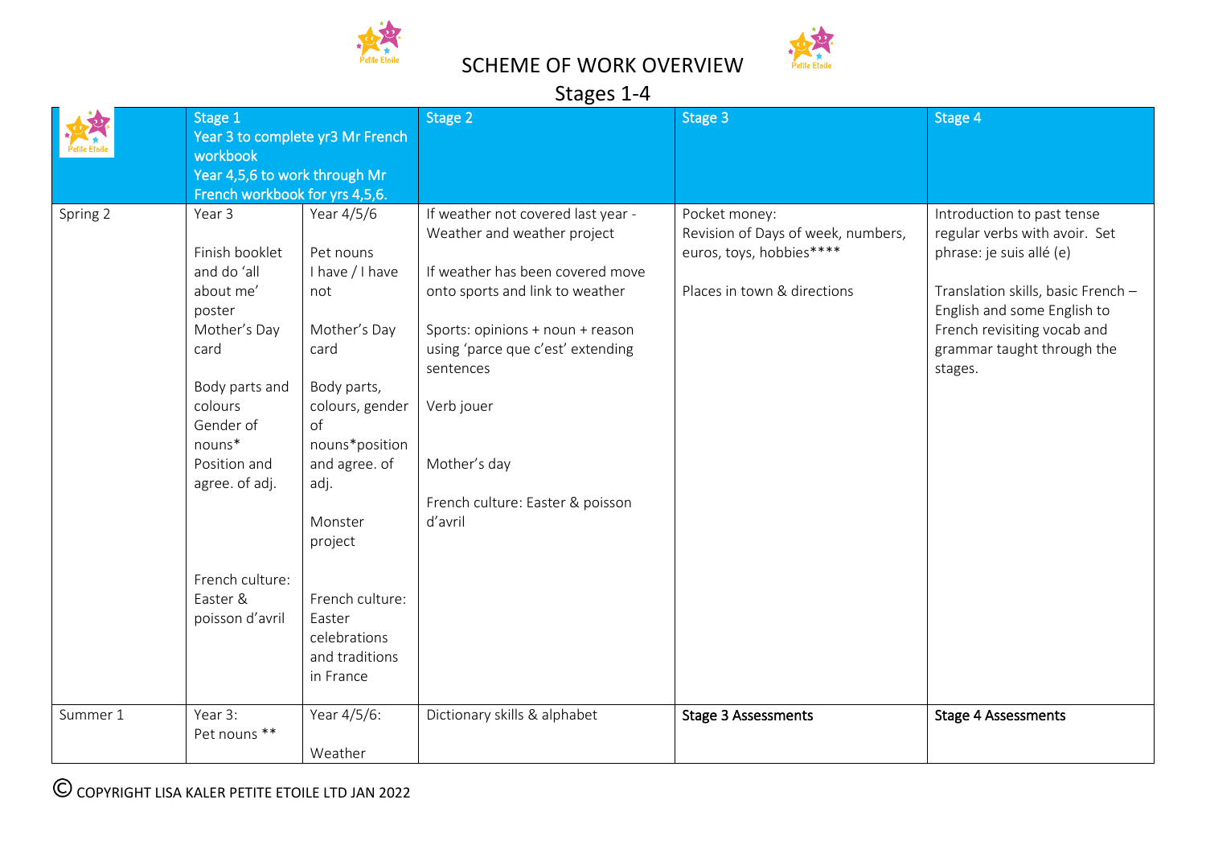# SCHEME OF WORK OVERVIEW

## Stages 1-4

| | Stage 1<br>Year 3 to complete yr3 Mr French workbook<br>Year 4,5,6 to work through Mr French workbook for yrs 4,5,6. | | Stage 2 | Stage 3 | Stage 4 |
|---|---|---|---|---|---|
| Spring 2 | Year 3<br><br>Finish booklet and do 'all about me' poster<br>Mother's Day card<br><br>Body parts and colours<br>Gender of nouns*<br>Position and agree. of adj.<br><br>French culture: Easter & poisson d'avril | Year 4/5/6<br><br>Pet nouns<br>I have / I have not<br><br>Mother's Day card<br><br>Body parts, colours, gender of nouns*position and agree. of adj.<br><br>Monster project<br><br>French culture: Easter celebrations and traditions in France | If weather not covered last year - Weather and weather project<br><br>If weather has been covered move onto sports and link to weather<br><br>Sports: opinions + noun + reason using 'parce que c'est' extending sentences<br><br>Verb jouer<br><br>Mother's day<br><br>French culture: Easter & poisson d'avril | Pocket money:<br>Revision of Days of week, numbers, euros, toys, hobbies****<br><br>Places in town & directions | Introduction to past tense regular verbs with avoir. Set phrase: je suis allé (e)<br><br>Translation skills, basic French – English and some English to French revisiting vocab and grammar taught through the stages. |
| Summer 1 | Year 3:<br>Pet nouns ** | Year 4/5/6:<br><br>Weather | Dictionary skills & alphabet | **Stage 3 Assessments** | **Stage 4 Assessments** |

© COPYRIGHT LISA KALER PETITE ETOILE LTD JAN 2022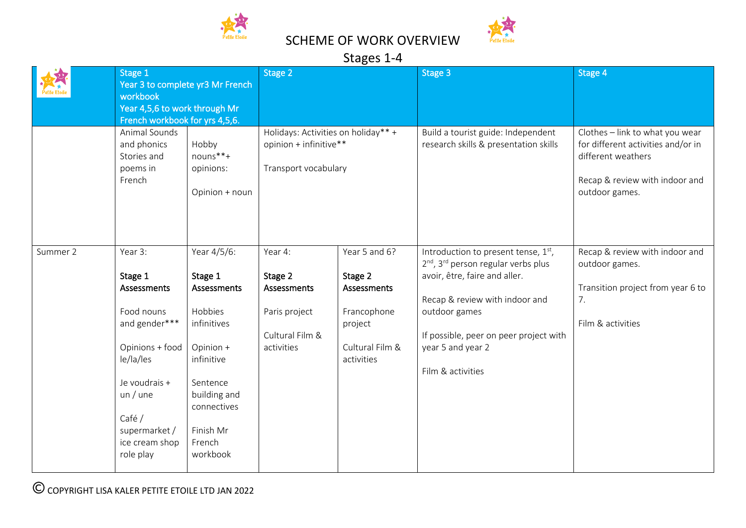# SCHEME OF WORK OVERVIEW

## Stages 1-4

| | Stage 1<br>Year 3 to complete yr3 Mr French workbook<br>Year 4,5,6 to work through Mr French workbook for yrs 4,5,6. | | Stage 2 | | Stage 3 | Stage 4 |
|---|---|---|---|---|---|---|
| | Animal Sounds and phonics<br>Stories and poems in French | Hobby nouns**+ opinions:<br><br>Opinion + noun | Holidays: Activities on holiday** + opinion + infinitive**<br><br>Transport vocabulary | | Build a tourist guide: Independent research skills & presentation skills | Clothes – link to what you wear for different activities and/or in different weathers<br><br>Recap & review with indoor and outdoor games. |
| Summer 2 | Year 3:<br><br>**Stage 1 Assessments**<br><br>Food nouns and gender***<br><br>Opinions + food le/la/les<br><br>Je voudrais + un / une<br><br>Café / supermarket / ice cream shop role play | Year 4/5/6:<br><br>**Stage 1 Assessments**<br><br>Hobbies infinitives<br><br>Opinion + infinitive<br><br>Sentence building and connectives<br><br>Finish Mr French workbook | Year 4:<br><br>**Stage 2 Assessments**<br><br>Paris project<br><br>Cultural Film & activities | Year 5 and 6?<br><br>**Stage 2 Assessments**<br><br>Francophone project<br><br>Cultural Film & activities | Introduction to present tense, 1st, 2nd, 3rd person regular verbs plus avoir, être, faire and aller.<br><br>Recap & review with indoor and outdoor games<br><br>If possible, peer on peer project with year 5 and year 2<br><br>Film & activities | Recap & review with indoor and outdoor games.<br><br>Transition project from year 6 to 7.<br><br>Film & activities |

© COPYRIGHT LISA KALER PETITE ETOILE LTD JAN 2022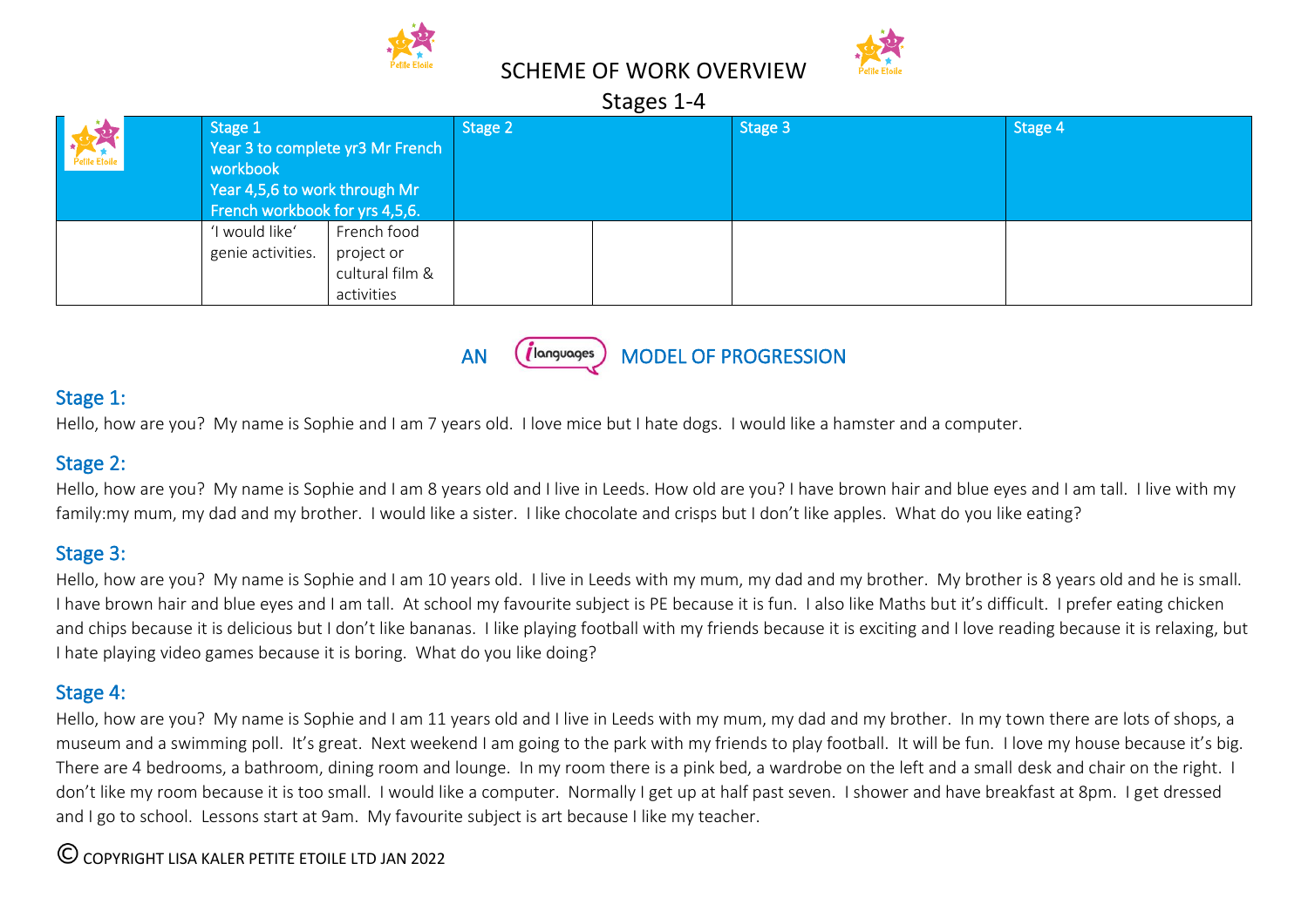# SCHEME OF WORK OVERVIEW

## Stages 1-4

| | Stage 1<br>Year 3 to complete yr3 Mr French workbook<br>Year 4,5,6 to work through Mr French workbook for yrs 4,5,6. | | Stage 2 | | Stage 3 | Stage 4 |
|---|---|---|---|---|---|---|
| | 'I would like' genie activities. | French food project or cultural film & activities | | | | |

## AN ilanguages MODEL OF PROGRESSION

### Stage 1:

Hello, how are you? My name is Sophie and I am 7 years old. I love mice but I hate dogs. I would like a hamster and a computer.

### Stage 2:

Hello, how are you? My name is Sophie and I am 8 years old and I live in Leeds. How old are you? I have brown hair and blue eyes and I am tall. I live with my family:my mum, my dad and my brother. I would like a sister. I like chocolate and crisps but I don't like apples. What do you like eating?

### Stage 3:

Hello, how are you? My name is Sophie and I am 10 years old. I live in Leeds with my mum, my dad and my brother. My brother is 8 years old and he is small. I have brown hair and blue eyes and I am tall. At school my favourite subject is PE because it is fun. I also like Maths but it's difficult. I prefer eating chicken and chips because it is delicious but I don't like bananas. I like playing football with my friends because it is exciting and I love reading because it is relaxing, but I hate playing video games because it is boring. What do you like doing?

### Stage 4:

Hello, how are you? My name is Sophie and I am 11 years old and I live in Leeds with my mum, my dad and my brother. In my town there are lots of shops, a museum and a swimming poll. It's great. Next weekend I am going to the park with my friends to play football. It will be fun. I love my house because it's big. There are 4 bedrooms, a bathroom, dining room and lounge. In my room there is a pink bed, a wardrobe on the left and a small desk and chair on the right. I don't like my room because it is too small. I would like a computer. Normally I get up at half past seven. I shower and have breakfast at 8pm. I get dressed and I go to school. Lessons start at 9am. My favourite subject is art because I like my teacher.

© COPYRIGHT LISA KALER PETITE ETOILE LTD JAN 2022